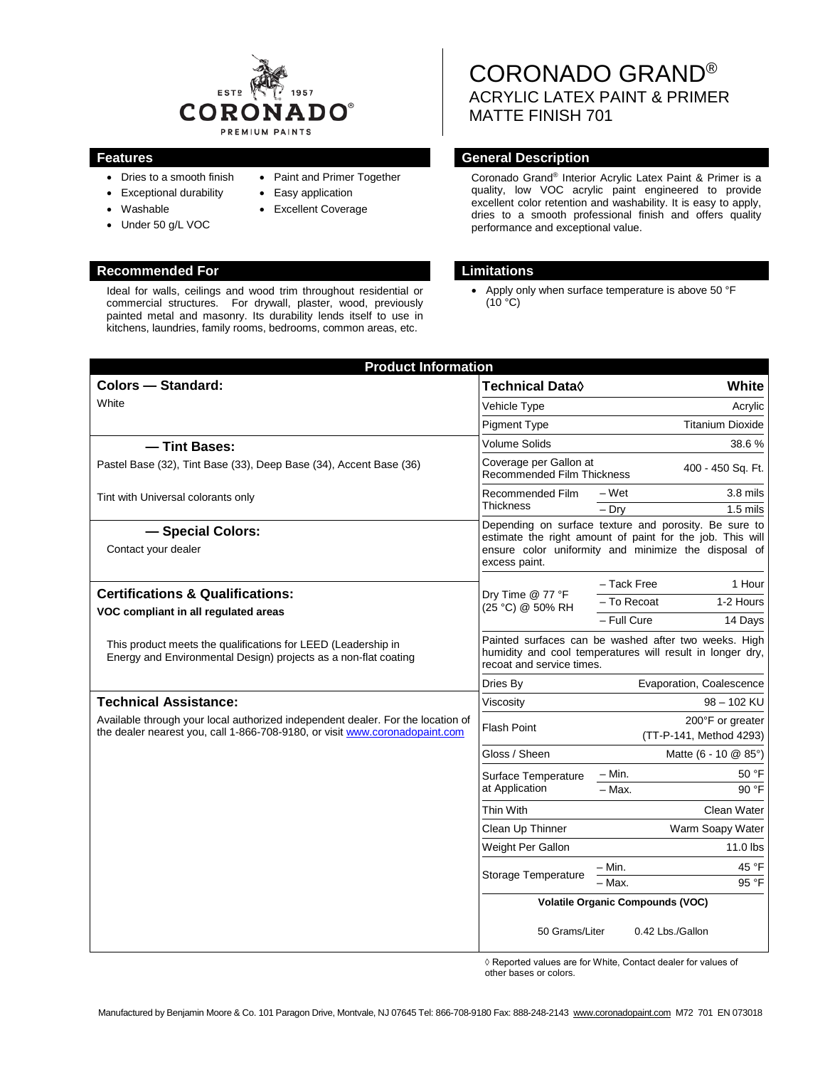CORONADO PREMIUM PAINTS — ESTD 1957

# CORONADO GRAND®
## ACRYLIC LATEX PAINT & PRIMER
## MATTE FINISH 701

## Features

- Dries to a smooth finish
- Exceptional durability
- Washable
- Under 50 g/L VOC
- Paint and Primer Together
- Easy application
- Excellent Coverage

## General Description

Coronado Grand® Interior Acrylic Latex Paint & Primer is a quality, low VOC acrylic paint engineered to provide excellent color retention and washability. It is easy to apply, dries to a smooth professional finish and offers quality performance and exceptional value.

## Recommended For

Ideal for walls, ceilings and wood trim throughout residential or commercial structures. For drywall, plaster, wood, previously painted metal and masonry. Its durability lends itself to use in kitchens, laundries, family rooms, bedrooms, common areas, etc.

## Limitations

- Apply only when surface temperature is above 50 °F (10 °C)

## Product Information

### Colors — Standard:

White

### — Tint Bases:

Pastel Base (32), Tint Base (33), Deep Base (34), Accent Base (36)

Tint with Universal colorants only

### — Special Colors:

Contact your dealer

### Certifications & Qualifications:

**VOC compliant in all regulated areas**

This product meets the qualifications for LEED (Leadership in Energy and Environmental Design) projects as a non-flat coating

### Technical Assistance:

Available through your local authorized independent dealer. For the location of the dealer nearest you, call 1-866-708-9180, or visit www.coronadopaint.com

| Technical Data◊ | | White |
|---|---|---|
| Vehicle Type | | Acrylic |
| Pigment Type | | Titanium Dioxide |
| Volume Solids | | 38.6 % |
| Coverage per Gallon at Recommended Film Thickness | | 400 - 450 Sq. Ft. |
| Recommended Film Thickness | – Wet | 3.8 mils |
| | – Dry | 1.5 mils |
| Depending on surface texture and porosity. Be sure to estimate the right amount of paint for the job. This will ensure color uniformity and minimize the disposal of excess paint. | | |
| Dry Time @ 77 °F (25 °C) @ 50% RH | – Tack Free | 1 Hour |
| | – To Recoat | 1-2 Hours |
| | – Full Cure | 14 Days |
| Painted surfaces can be washed after two weeks. High humidity and cool temperatures will result in longer dry, recoat and service times. | | |
| Dries By | | Evaporation, Coalescence |
| Viscosity | | 98 – 102 KU |
| Flash Point | | 200°F or greater (TT-P-141, Method 4293) |
| Gloss / Sheen | | Matte (6 - 10 @ 85°) |
| Surface Temperature at Application | – Min. | 50 °F |
| | – Max. | 90 °F |
| Thin With | | Clean Water |
| Clean Up Thinner | | Warm Soapy Water |
| Weight Per Gallon | | 11.0 lbs |
| Storage Temperature | – Min. | 45 °F |
| | – Max. | 95 °F |
| **Volatile Organic Compounds (VOC)** | | |
| 50 Grams/Liter | | 0.42 Lbs./Gallon |

◊ Reported values are for White, Contact dealer for values of other bases or colors.

Manufactured by Benjamin Moore & Co. 101 Paragon Drive, Montvale, NJ 07645 Tel: 866-708-9180 Fax: 888-248-2143 www.coronadopaint.com M72 701 EN 073018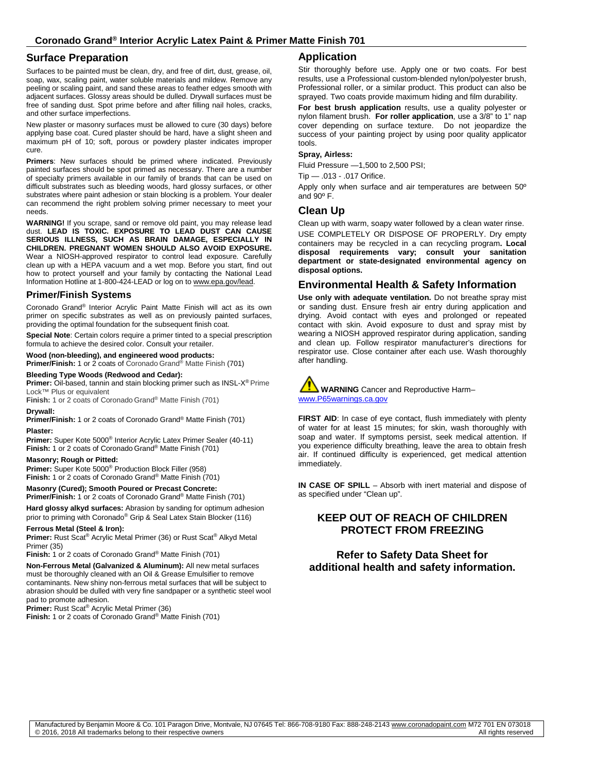# Coronado Grand® Interior Acrylic Latex Paint & Primer Matte Finish 701

## Surface Preparation

Surfaces to be painted must be clean, dry, and free of dirt, dust, grease, oil, soap, wax, scaling paint, water soluble materials and mildew. Remove any peeling or scaling paint, and sand these areas to feather edges smooth with adjacent surfaces. Glossy areas should be dulled. Drywall surfaces must be free of sanding dust. Spot prime before and after filling nail holes, cracks, and other surface imperfections.

New plaster or masonry surfaces must be allowed to cure (30 days) before applying base coat. Cured plaster should be hard, have a slight sheen and maximum pH of 10; soft, porous or powdery plaster indicates improper cure.

**Primers**: New surfaces should be primed where indicated. Previously painted surfaces should be spot primed as necessary. There are a number of specialty primers available in our family of brands that can be used on difficult substrates such as bleeding woods, hard glossy surfaces, or other substrates where paint adhesion or stain blocking is a problem. Your dealer can recommend the right problem solving primer necessary to meet your needs.

**WARNING!** If you scrape, sand or remove old paint, you may release lead dust. **LEAD IS TOXIC. EXPOSURE TO LEAD DUST CAN CAUSE SERIOUS ILLNESS, SUCH AS BRAIN DAMAGE, ESPECIALLY IN CHILDREN. PREGNANT WOMEN SHOULD ALSO AVOID EXPOSURE.** Wear a NIOSH-approved respirator to control lead exposure. Carefully clean up with a HEPA vacuum and a wet mop. Before you start, find out how to protect yourself and your family by contacting the National Lead Information Hotline at 1-800-424-LEAD or log on to www.epa.gov/lead.

### Primer/Finish Systems

Coronado Grand® Interior Acrylic Paint Matte Finish will act as its own primer on specific substrates as well as on previously painted surfaces, providing the optimal foundation for the subsequent finish coat.

**Special Note**: Certain colors require a primer tinted to a special prescription formula to achieve the desired color. Consult your retailer.

**Wood (non-bleeding), and engineered wood products:**
**Primer/Finish:** 1 or 2 coats of Coronado Grand® Matte Finish (701)

**Bleeding Type Woods (Redwood and Cedar):**
**Primer:** Oil-based, tannin and stain blocking primer such as INSL-X® Prime Lock™ Plus or equivalent
**Finish:** 1 or 2 coats of Coronado Grand® Matte Finish (701)

**Drywall:**
**Primer/Finish:** 1 or 2 coats of Coronado Grand® Matte Finish (701)

**Plaster:**
**Primer:** Super Kote 5000® Interior Acrylic Latex Primer Sealer (40-11)
**Finish:** 1 or 2 coats of Coronado Grand® Matte Finish (701)

**Masonry; Rough or Pitted:**
**Primer:** Super Kote 5000® Production Block Filler (958)
**Finish:** 1 or 2 coats of Coronado Grand® Matte Finish (701)

**Masonry (Cured); Smooth Poured or Precast Concrete:**
**Primer/Finish:** 1 or 2 coats of Coronado Grand® Matte Finish (701)

**Hard glossy alkyd surfaces:** Abrasion by sanding for optimum adhesion prior to priming with Coronado® Grip & Seal Latex Stain Blocker (116)

**Ferrous Metal (Steel & Iron):**
**Primer:** Rust Scat® Acrylic Metal Primer (36) or Rust Scat® Alkyd Metal Primer (35)
**Finish:** 1 or 2 coats of Coronado Grand® Matte Finish (701)

**Non-Ferrous Metal (Galvanized & Aluminum):** All new metal surfaces must be thoroughly cleaned with an Oil & Grease Emulsifier to remove contaminants. New shiny non-ferrous metal surfaces that will be subject to abrasion should be dulled with very fine sandpaper or a synthetic steel wool pad to promote adhesion.
**Primer:** Rust Scat® Acrylic Metal Primer (36)
**Finish:** 1 or 2 coats of Coronado Grand® Matte Finish (701)

## Application

Stir thoroughly before use. Apply one or two coats. For best results, use a Professional custom-blended nylon/polyester brush, Professional roller, or a similar product. This product can also be sprayed. Two coats provide maximum hiding and film durability.

**For best brush application** results, use a quality polyester or nylon filament brush. **For roller application**, use a 3/8" to 1" nap cover depending on surface texture. Do not jeopardize the success of your painting project by using poor quality applicator tools.

**Spray, Airless:**

Fluid Pressure —1,500 to 2,500 PSI;

Tip — .013 - .017 Orifice.

Apply only when surface and air temperatures are between 50º and 90º F.

## Clean Up

Clean up with warm, soapy water followed by a clean water rinse.

USE COMPLETELY OR DISPOSE OF PROPERLY. Dry empty containers may be recycled in a can recycling program**. Local disposal requirements vary; consult your sanitation department or state-designated environmental agency on disposal options.**

## Environmental Health & Safety Information

**Use only with adequate ventilation.** Do not breathe spray mist or sanding dust. Ensure fresh air entry during application and drying. Avoid contact with eyes and prolonged or repeated contact with skin. Avoid exposure to dust and spray mist by wearing a NIOSH approved respirator during application, sanding and clean up. Follow respirator manufacturer's directions for respirator use. Close container after each use. Wash thoroughly after handling.

**WARNING** Cancer and Reproductive Harm– www.P65warnings.ca.gov

**FIRST AID**: In case of eye contact, flush immediately with plenty of water for at least 15 minutes; for skin, wash thoroughly with soap and water. If symptoms persist, seek medical attention. If you experience difficulty breathing, leave the area to obtain fresh air. If continued difficulty is experienced, get medical attention immediately.

**IN CASE OF SPILL** – Absorb with inert material and dispose of as specified under "Clean up".

**KEEP OUT OF REACH OF CHILDREN**
**PROTECT FROM FREEZING**

**Refer to Safety Data Sheet for additional health and safety information.**

Manufactured by Benjamin Moore & Co. 101 Paragon Drive, Montvale, NJ 07645 Tel: 866-708-9180 Fax: 888-248-2143 www.coronadopaint.com M72 701 EN 073018
© 2016, 2018 All trademarks belong to their respective owners All rights reserved